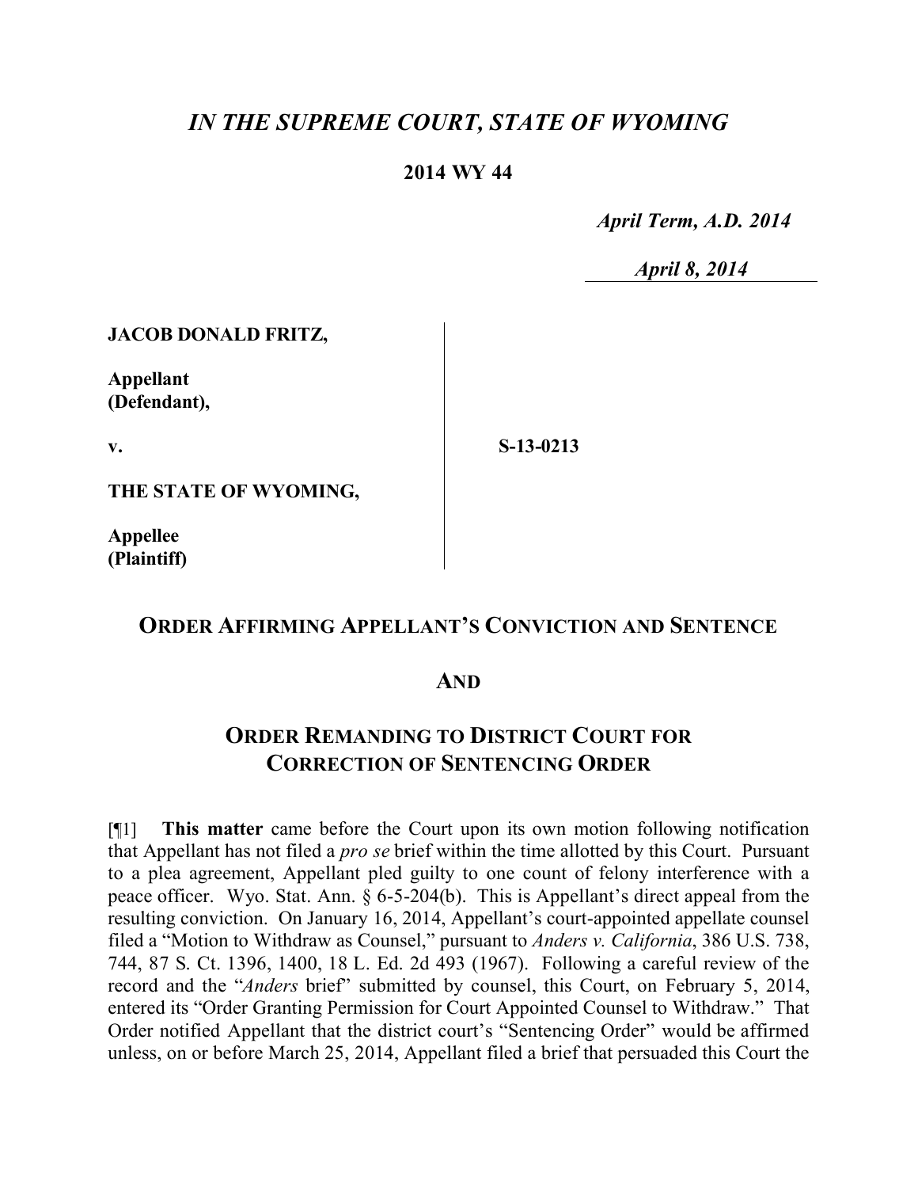# *IN THE SUPREME COURT, STATE OF WYOMING*

**2014 WY 44**

*April Term, A.D. 2014*

*April 8, 2014*

| | |
|---|---|
| **JACOB DONALD FRITZ,**<br><br>**Appellant (Defendant),**<br><br>**v.**<br><br>**THE STATE OF WYOMING,**<br><br>**Appellee (Plaintiff)** | **S-13-0213** |

## ORDER AFFIRMING APPELLANT'S CONVICTION AND SENTENCE

## AND

## ORDER REMANDING TO DISTRICT COURT FOR CORRECTION OF SENTENCING ORDER

[¶1] **This matter** came before the Court upon its own motion following notification that Appellant has not filed a *pro se* brief within the time allotted by this Court. Pursuant to a plea agreement, Appellant pled guilty to one count of felony interference with a peace officer. Wyo. Stat. Ann. § 6-5-204(b). This is Appellant's direct appeal from the resulting conviction. On January 16, 2014, Appellant's court-appointed appellate counsel filed a "Motion to Withdraw as Counsel," pursuant to *Anders v. California*, 386 U.S. 738, 744, 87 S. Ct. 1396, 1400, 18 L. Ed. 2d 493 (1967). Following a careful review of the record and the "*Anders* brief" submitted by counsel, this Court, on February 5, 2014, entered its "Order Granting Permission for Court Appointed Counsel to Withdraw." That Order notified Appellant that the district court's "Sentencing Order" would be affirmed unless, on or before March 25, 2014, Appellant filed a brief that persuaded this Court the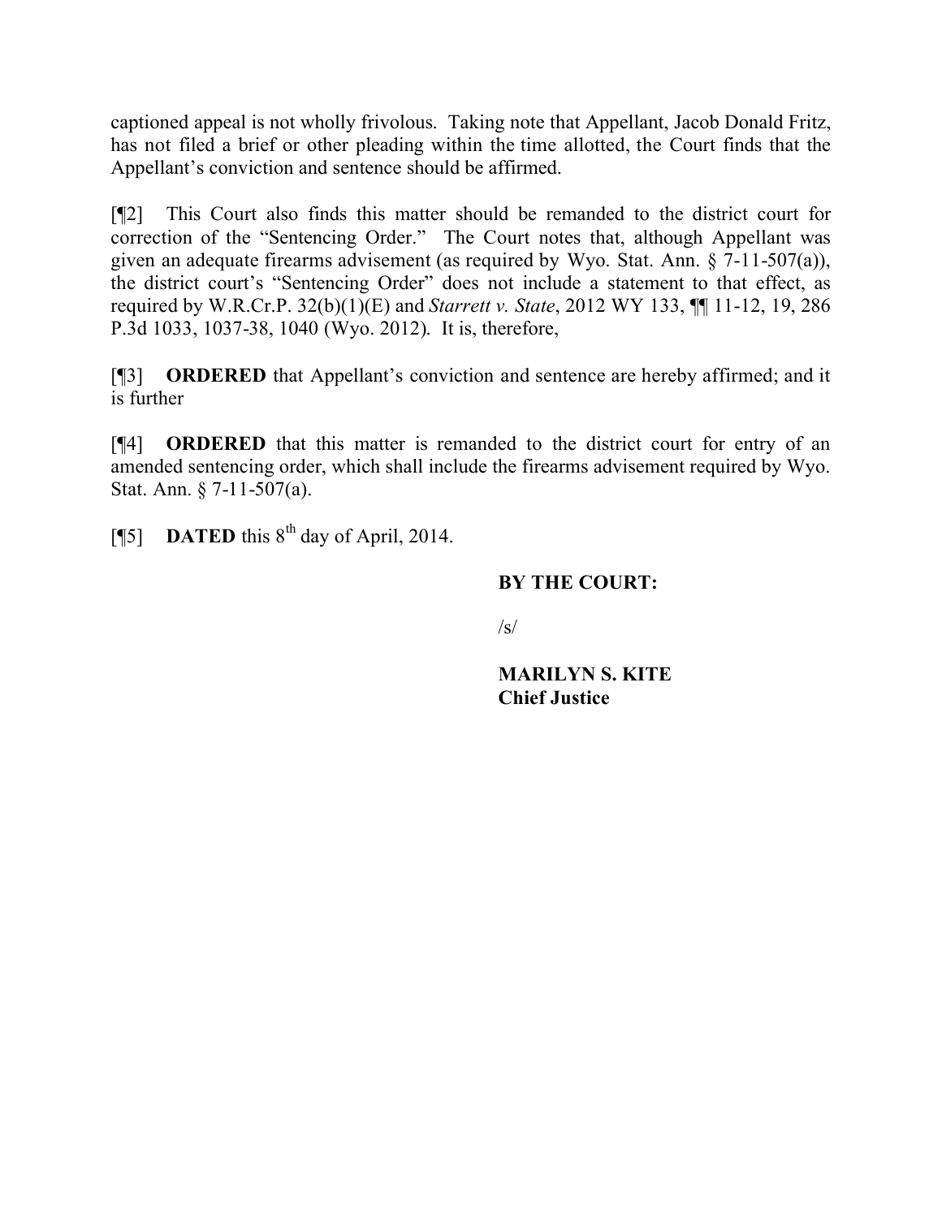captioned appeal is not wholly frivolous. Taking note that Appellant, Jacob Donald Fritz, has not filed a brief or other pleading within the time allotted, the Court finds that the Appellant's conviction and sentence should be affirmed.

[¶2] This Court also finds this matter should be remanded to the district court for correction of the "Sentencing Order." The Court notes that, although Appellant was given an adequate firearms advisement (as required by Wyo. Stat. Ann. § 7-11-507(a)), the district court's "Sentencing Order" does not include a statement to that effect, as required by W.R.Cr.P. 32(b)(1)(E) and *Starrett v. State*, 2012 WY 133, ¶¶ 11-12, 19, 286 P.3d 1033, 1037-38, 1040 (Wyo. 2012). It is, therefore,

[¶3] **ORDERED** that Appellant's conviction and sentence are hereby affirmed; and it is further

[¶4] **ORDERED** that this matter is remanded to the district court for entry of an amended sentencing order, which shall include the firearms advisement required by Wyo. Stat. Ann. § 7-11-507(a).

[¶5] **DATED** this 8th day of April, 2014.

**BY THE COURT:**

/s/

**MARILYN S. KITE**
**Chief Justice**